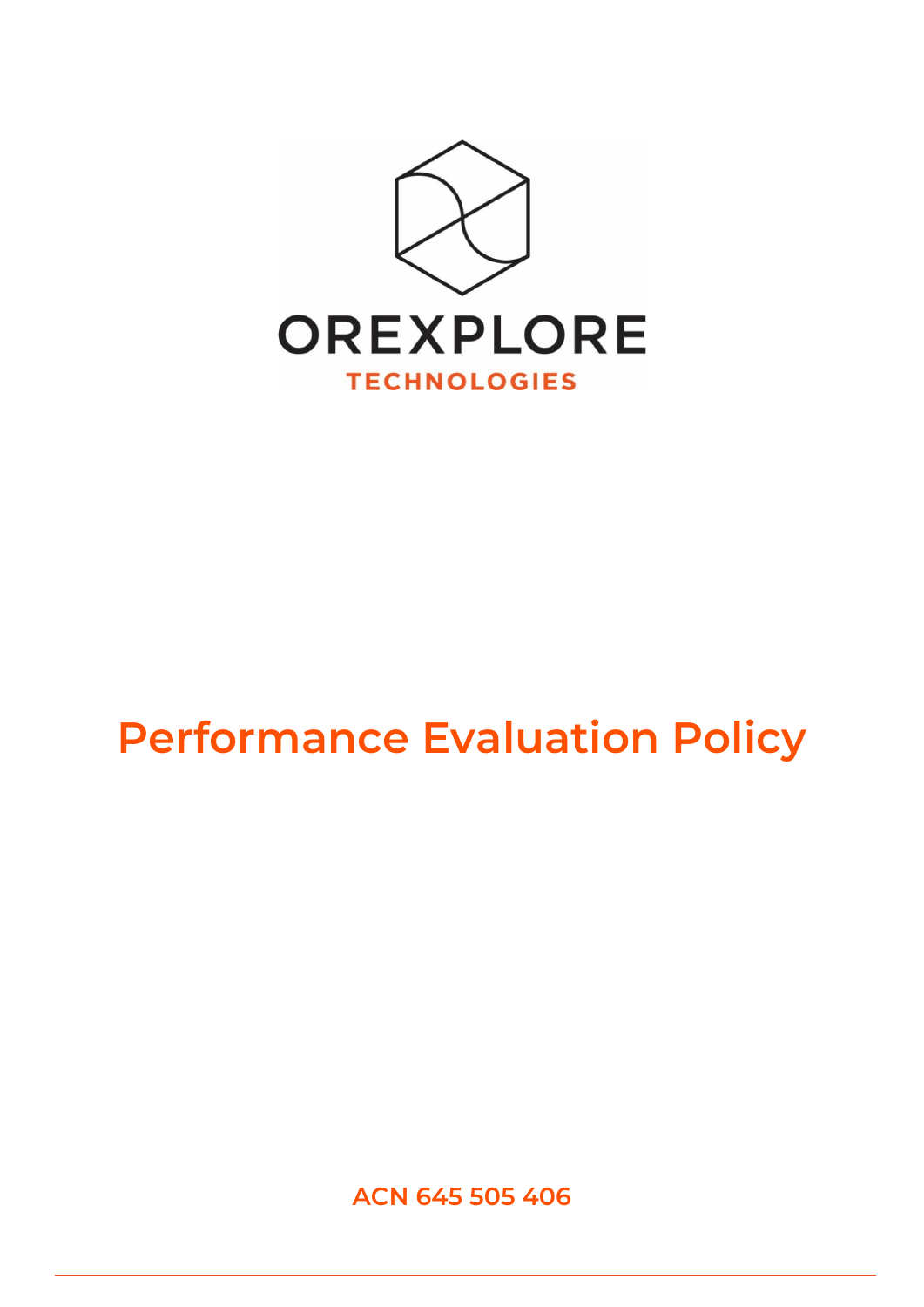OREXPLORE

TECHNOLOGIES

# Performance Evaluation Policy

ACN 645 505 406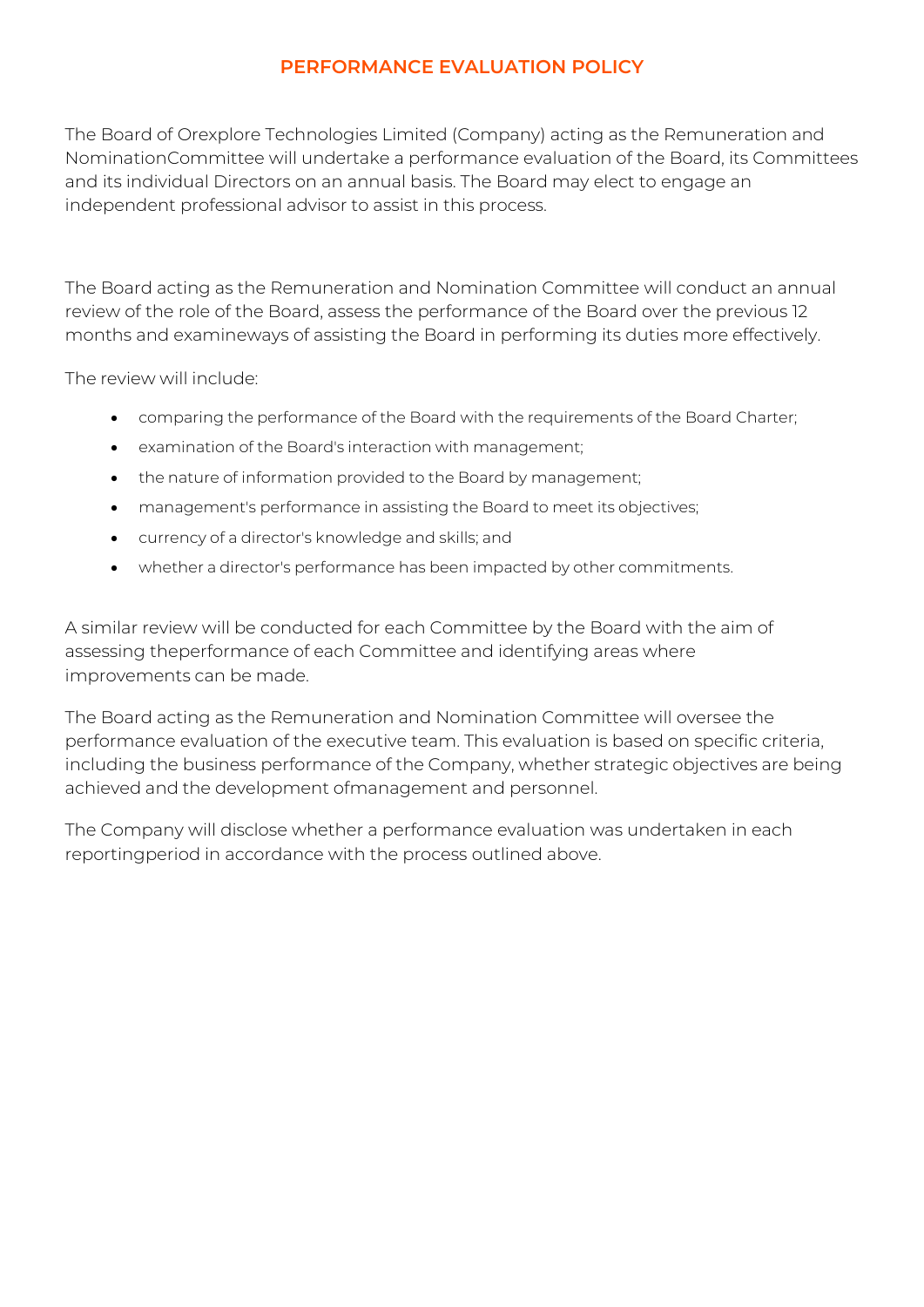# PERFORMANCE EVALUATION POLICY

The Board of Orexplore Technologies Limited (Company) acting as the Remuneration and NominationCommittee will undertake a performance evaluation of the Board, its Committees and its individual Directors on an annual basis. The Board may elect to engage an independent professional advisor to assist in this process.

The Board acting as the Remuneration and Nomination Committee will conduct an annual review of the role of the Board, assess the performance of the Board over the previous 12 months and examineways of assisting the Board in performing its duties more effectively.

The review will include:

- comparing the performance of the Board with the requirements of the Board Charter;
- examination of the Board's interaction with management;
- the nature of information provided to the Board by management;
- management's performance in assisting the Board to meet its objectives;
- currency of a director's knowledge and skills; and
- whether a director's performance has been impacted by other commitments.

A similar review will be conducted for each Committee by the Board with the aim of assessing theperformance of each Committee and identifying areas where improvements can be made.

The Board acting as the Remuneration and Nomination Committee will oversee the performance evaluation of the executive team. This evaluation is based on specific criteria, including the business performance of the Company, whether strategic objectives are being achieved and the development ofmanagement and personnel.

The Company will disclose whether a performance evaluation was undertaken in each reportingperiod in accordance with the process outlined above.